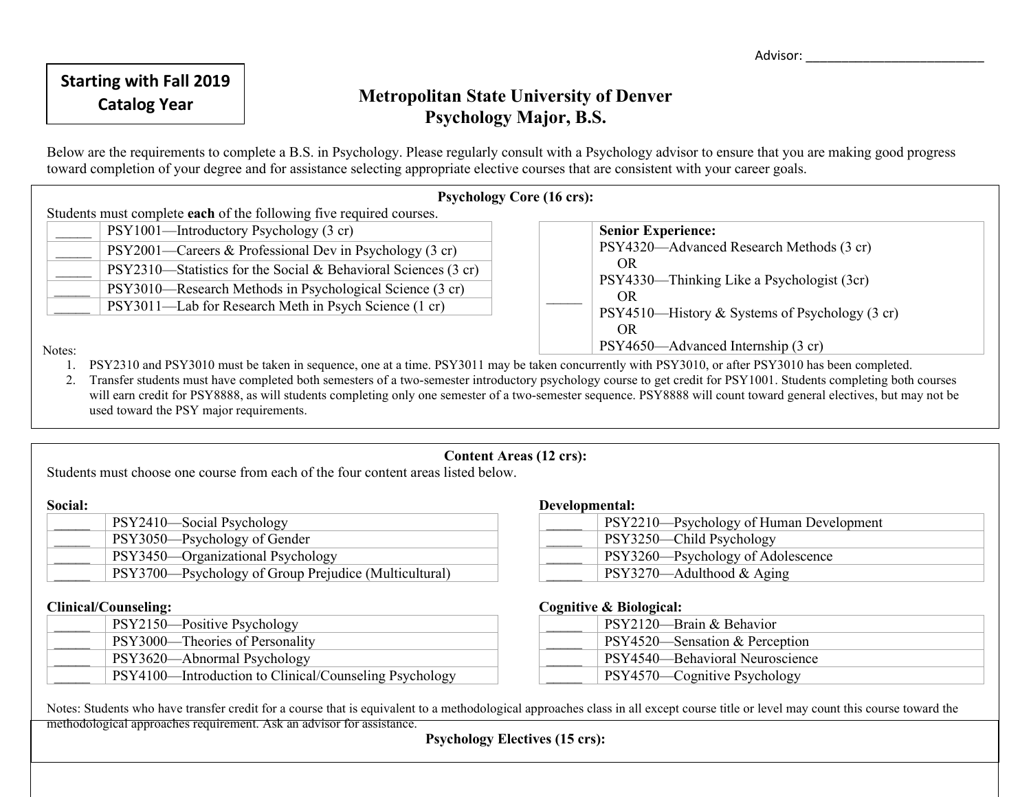Advisor: ___________________________

**Starting with Fall 2019 Catalog Year**

# Metropolitan State University of Denver
## Psychology Major, B.S.

Below are the requirements to complete a B.S. in Psychology. Please regularly consult with a Psychology advisor to ensure that you are making good progress toward completion of your degree and for assistance selecting appropriate elective courses that are consistent with your career goals.

### Psychology Core (16 crs):

Students must complete **each** of the following five required courses.

| | |
|---|---|
| _____ | PSY1001—Introductory Psychology (3 cr) |
| _____ | PSY2001—Careers & Professional Dev in Psychology (3 cr) |
| _____ | PSY2310—Statistics for the Social & Behavioral Sciences (3 cr) |
| _____ | PSY3010—Research Methods in Psychological Science (3 cr) |
| _____ | PSY3011—Lab for Research Meth in Psych Science (1 cr) |

| | |
|---|---|
| _____ | **Senior Experience:**<br>PSY4320—Advanced Research Methods (3 cr)<br>OR<br>PSY4330—Thinking Like a Psychologist (3cr)<br>OR<br>PSY4510—History & Systems of Psychology (3 cr)<br>OR<br>PSY4650—Advanced Internship (3 cr) |

Notes:

1. PSY2310 and PSY3010 must be taken in sequence, one at a time. PSY3011 may be taken concurrently with PSY3010, or after PSY3010 has been completed.
2. Transfer students must have completed both semesters of a two-semester introductory psychology course to get credit for PSY1001. Students completing both courses will earn credit for PSY8888, as will students completing only one semester of a two-semester sequence. PSY8888 will count toward general electives, but may not be used toward the PSY major requirements.

### Content Areas (12 crs):

Students must choose one course from each of the four content areas listed below.

**Social:**

| | |
|---|---|
| _____ | PSY2410—Social Psychology |
| _____ | PSY3050—Psychology of Gender |
| _____ | PSY3450—Organizational Psychology |
| _____ | PSY3700—Psychology of Group Prejudice (Multicultural) |

**Developmental:**

| | |
|---|---|
| _____ | PSY2210—Psychology of Human Development |
| _____ | PSY3250—Child Psychology |
| _____ | PSY3260—Psychology of Adolescence |
| _____ | PSY3270—Adulthood & Aging |

**Clinical/Counseling:**

| | |
|---|---|
| _____ | PSY2150—Positive Psychology |
| _____ | PSY3000—Theories of Personality |
| _____ | PSY3620—Abnormal Psychology |
| _____ | PSY4100—Introduction to Clinical/Counseling Psychology |

**Cognitive & Biological:**

| | |
|---|---|
| _____ | PSY2120—Brain & Behavior |
| _____ | PSY4520—Sensation & Perception |
| _____ | PSY4540—Behavioral Neuroscience |
| _____ | PSY4570—Cognitive Psychology |

Notes: Students who have transfer credit for a course that is equivalent to a methodological approaches class in all except course title or level may count this course toward the methodological approaches requirement. Ask an advisor for assistance.

### Psychology Electives (15 crs):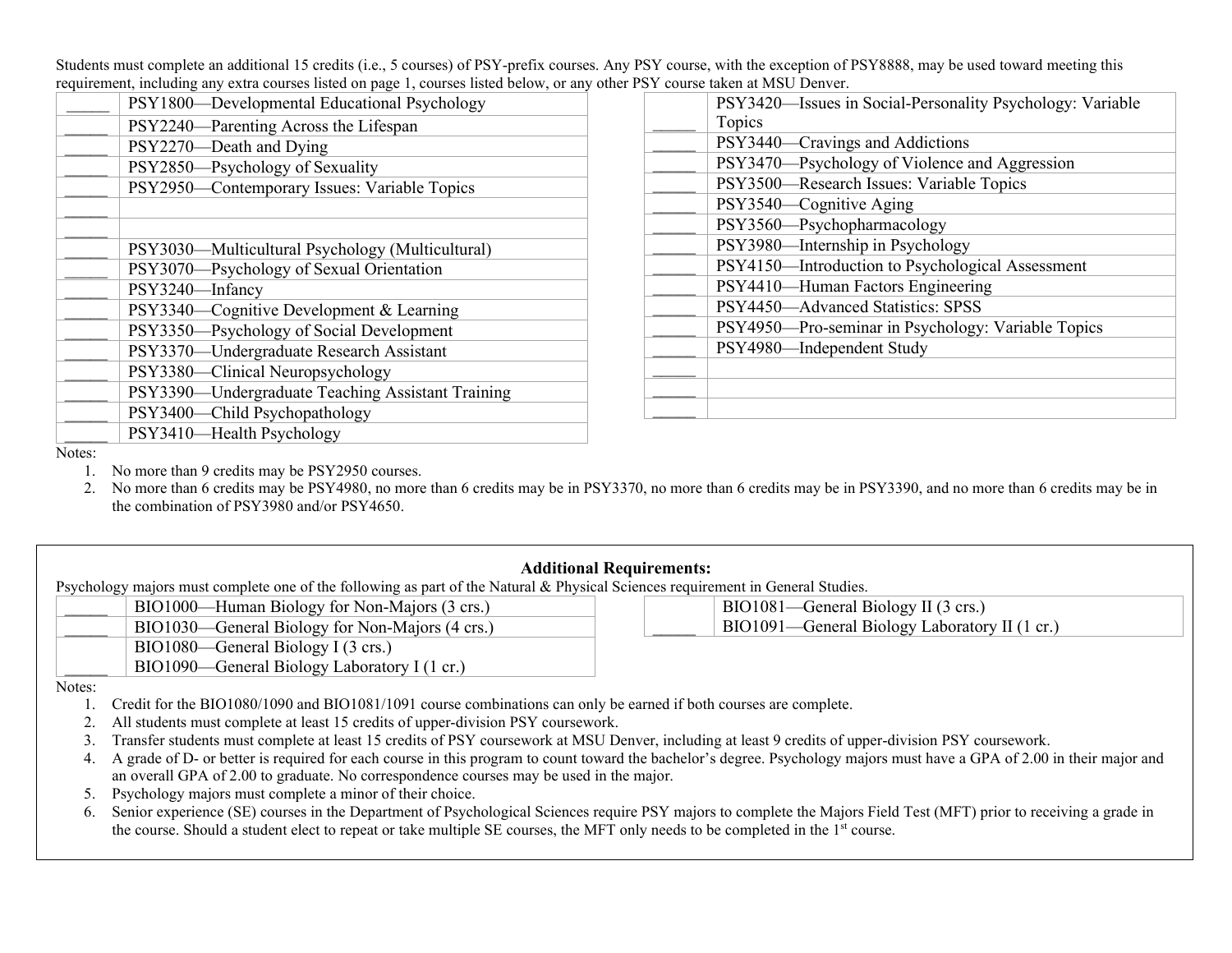Students must complete an additional 15 credits (i.e., 5 courses) of PSY-prefix courses. Any PSY course, with the exception of PSY8888, may be used toward meeting this requirement, including any extra courses listed on page 1, courses listed below, or any other PSY course taken at MSU Denver.

| | |
|---|---|
| _____ | PSY1800—Developmental Educational Psychology |
| _____ | PSY2240—Parenting Across the Lifespan |
| _____ | PSY2270—Death and Dying |
| _____ | PSY2850—Psychology of Sexuality |
| _____ | PSY2950—Contemporary Issues: Variable Topics |
| _____ | |
| _____ | |
| _____ | PSY3030—Multicultural Psychology (Multicultural) |
| _____ | PSY3070—Psychology of Sexual Orientation |
| _____ | PSY3240—Infancy |
| _____ | PSY3340—Cognitive Development & Learning |
| _____ | PSY3350—Psychology of Social Development |
| _____ | PSY3370—Undergraduate Research Assistant |
| _____ | PSY3380—Clinical Neuropsychology |
| _____ | PSY3390—Undergraduate Teaching Assistant Training |
| _____ | PSY3400—Child Psychopathology |
| _____ | PSY3410—Health Psychology |

| | |
|---|---|
| _____ | PSY3420—Issues in Social-Personality Psychology: Variable Topics |
| _____ | PSY3440—Cravings and Addictions |
| _____ | PSY3470—Psychology of Violence and Aggression |
| _____ | PSY3500—Research Issues: Variable Topics |
| _____ | PSY3540—Cognitive Aging |
| _____ | PSY3560—Psychopharmacology |
| _____ | PSY3980—Internship in Psychology |
| _____ | PSY4150—Introduction to Psychological Assessment |
| _____ | PSY4410—Human Factors Engineering |
| _____ | PSY4450—Advanced Statistics: SPSS |
| _____ | PSY4950—Pro-seminar in Psychology: Variable Topics |
| _____ | PSY4980—Independent Study |
| _____ | |
| _____ | |
| _____ | |

Notes:

1. No more than 9 credits may be PSY2950 courses.
2. No more than 6 credits may be PSY4980, no more than 6 credits may be in PSY3370, no more than 6 credits may be in PSY3390, and no more than 6 credits may be in the combination of PSY3980 and/or PSY4650.

## Additional Requirements:

Psychology majors must complete one of the following as part of the Natural & Physical Sciences requirement in General Studies.

| | |
|---|---|
| _____ | BIO1000—Human Biology for Non-Majors (3 crs.) |
| _____ | BIO1030—General Biology for Non-Majors (4 crs.) |
| _____ | BIO1080—General Biology I (3 crs.)<br>BIO1090—General Biology Laboratory I (1 cr.) |
| _____ | BIO1081—General Biology II (3 crs.)<br>BIO1091—General Biology Laboratory II (1 cr.) |

Notes:

1. Credit for the BIO1080/1090 and BIO1081/1091 course combinations can only be earned if both courses are complete.
2. All students must complete at least 15 credits of upper-division PSY coursework.
3. Transfer students must complete at least 15 credits of PSY coursework at MSU Denver, including at least 9 credits of upper-division PSY coursework.
4. A grade of D- or better is required for each course in this program to count toward the bachelor's degree. Psychology majors must have a GPA of 2.00 in their major and an overall GPA of 2.00 to graduate. No correspondence courses may be used in the major.
5. Psychology majors must complete a minor of their choice.
6. Senior experience (SE) courses in the Department of Psychological Sciences require PSY majors to complete the Majors Field Test (MFT) prior to receiving a grade in the course. Should a student elect to repeat or take multiple SE courses, the MFT only needs to be completed in the 1st course.